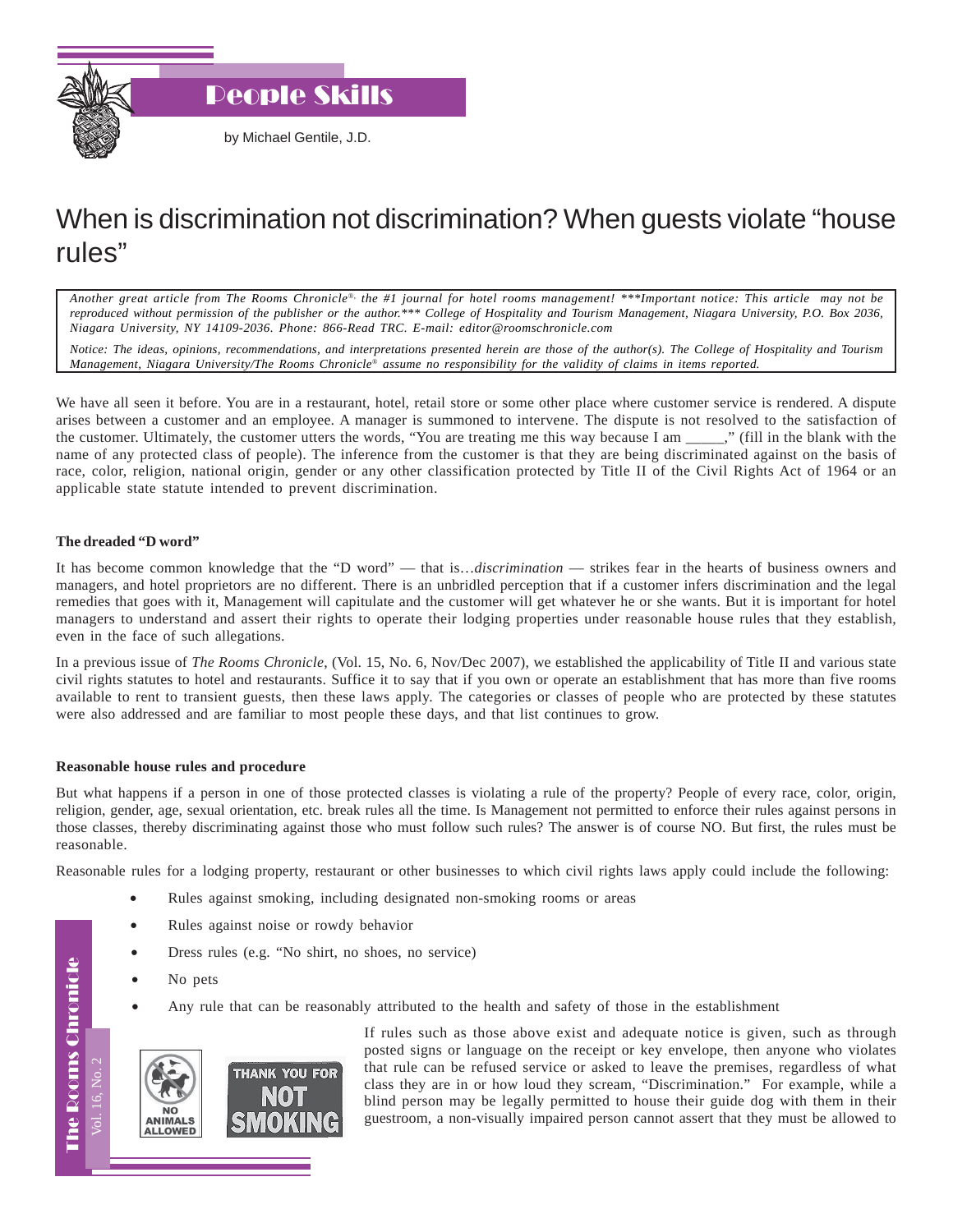# People Skills

by Michael Gentile, J.D.

# When is discrimination not discrimination? When guests violate "house rules"

*Another great article from The Rooms Chronicle®, the #1 journal for hotel rooms management! \*\*\*Important notice: This article may not be reproduced without permission of the publisher or the author.\*\*\* College of Hospitality and Tourism Management, Niagara University, P.O. Box 2036, Niagara University, NY 14109-2036. Phone: 866-Read TRC. E-mail: editor@roomschronicle.com*

*Notice: The ideas, opinions, recommendations, and interpretations presented herein are those of the author(s). The College of Hospitality and Tourism Management, Niagara University/The Rooms Chronicle® assume no responsibility for the validity of claims in items reported.*

We have all seen it before. You are in a restaurant, hotel, retail store or some other place where customer service is rendered. A dispute arises between a customer and an employee. A manager is summoned to intervene. The dispute is not resolved to the satisfaction of the customer. Ultimately, the customer utters the words, "You are treating me this way because I am _____," (fill in the blank with the name of any protected class of people). The inference from the customer is that they are being discriminated against on the basis of race, color, religion, national origin, gender or any other classification protected by Title II of the Civil Rights Act of 1964 or an applicable state statute intended to prevent discrimination.

**The dreaded "D word"**

It has become common knowledge that the "D word" — that is…*discrimination* — strikes fear in the hearts of business owners and managers, and hotel proprietors are no different. There is an unbridled perception that if a customer infers discrimination and the legal remedies that goes with it, Management will capitulate and the customer will get whatever he or she wants. But it is important for hotel managers to understand and assert their rights to operate their lodging properties under reasonable house rules that they establish, even in the face of such allegations.

In a previous issue of *The Rooms Chronicle*, (Vol. 15, No. 6, Nov/Dec 2007), we established the applicability of Title II and various state civil rights statutes to hotel and restaurants. Suffice it to say that if you own or operate an establishment that has more than five rooms available to rent to transient guests, then these laws apply. The categories or classes of people who are protected by these statutes were also addressed and are familiar to most people these days, and that list continues to grow.

**Reasonable house rules and procedure**

But what happens if a person in one of those protected classes is violating a rule of the property? People of every race, color, origin, religion, gender, age, sexual orientation, etc. break rules all the time. Is Management not permitted to enforce their rules against persons in those classes, thereby discriminating against those who must follow such rules? The answer is of course NO. But first, the rules must be reasonable.

Reasonable rules for a lodging property, restaurant or other businesses to which civil rights laws apply could include the following:

- Rules against smoking, including designated non-smoking rooms or areas
- Rules against noise or rowdy behavior
- Dress rules (e.g. "No shirt, no shoes, no service)
- No pets
- Any rule that can be reasonably attributed to the health and safety of those in the establishment

If rules such as those above exist and adequate notice is given, such as through posted signs or language on the receipt or key envelope, then anyone who violates that rule can be refused service or asked to leave the premises, regardless of what class they are in or how loud they scream, "Discrimination." For example, while a blind person may be legally permitted to house their guide dog with them in their guestroom, a non-visually impaired person cannot assert that they must be allowed to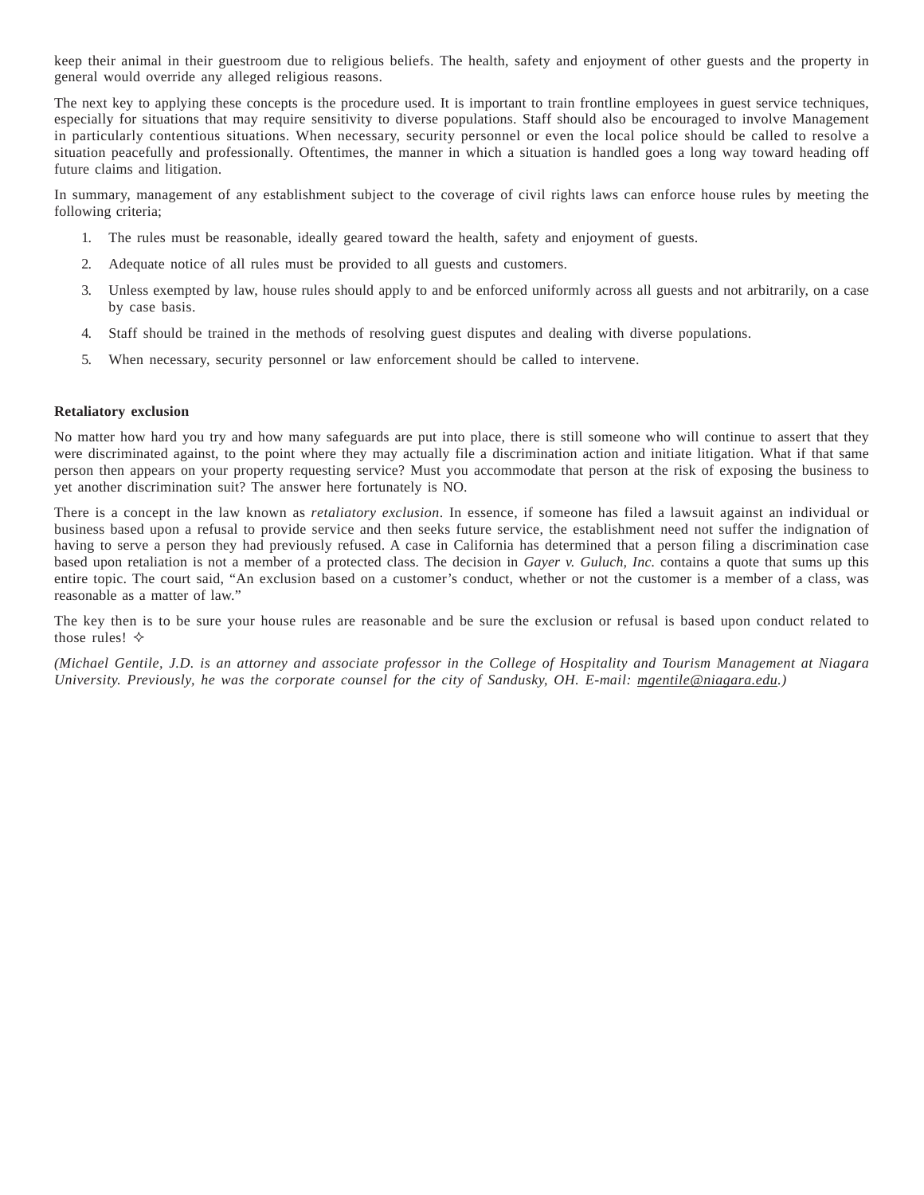keep their animal in their guestroom due to religious beliefs. The health, safety and enjoyment of other guests and the property in general would override any alleged religious reasons.

The next key to applying these concepts is the procedure used. It is important to train frontline employees in guest service techniques, especially for situations that may require sensitivity to diverse populations. Staff should also be encouraged to involve Management in particularly contentious situations. When necessary, security personnel or even the local police should be called to resolve a situation peacefully and professionally. Oftentimes, the manner in which a situation is handled goes a long way toward heading off future claims and litigation.

In summary, management of any establishment subject to the coverage of civil rights laws can enforce house rules by meeting the following criteria;

1. The rules must be reasonable, ideally geared toward the health, safety and enjoyment of guests.
2. Adequate notice of all rules must be provided to all guests and customers.
3. Unless exempted by law, house rules should apply to and be enforced uniformly across all guests and not arbitrarily, on a case by case basis.
4. Staff should be trained in the methods of resolving guest disputes and dealing with diverse populations.
5. When necessary, security personnel or law enforcement should be called to intervene.

**Retaliatory exclusion**

No matter how hard you try and how many safeguards are put into place, there is still someone who will continue to assert that they were discriminated against, to the point where they may actually file a discrimination action and initiate litigation. What if that same person then appears on your property requesting service? Must you accommodate that person at the risk of exposing the business to yet another discrimination suit? The answer here fortunately is NO.

There is a concept in the law known as *retaliatory exclusion*. In essence, if someone has filed a lawsuit against an individual or business based upon a refusal to provide service and then seeks future service, the establishment need not suffer the indignation of having to serve a person they had previously refused. A case in California has determined that a person filing a discrimination case based upon retaliation is not a member of a protected class. The decision in *Gayer v. Guluch, Inc.* contains a quote that sums up this entire topic. The court said, "An exclusion based on a customer's conduct, whether or not the customer is a member of a class, was reasonable as a matter of law."

The key then is to be sure your house rules are reasonable and be sure the exclusion or refusal is based upon conduct related to those rules! ✧

*(Michael Gentile, J.D. is an attorney and associate professor in the College of Hospitality and Tourism Management at Niagara University. Previously, he was the corporate counsel for the city of Sandusky, OH. E-mail: mgentile@niagara.edu.)*